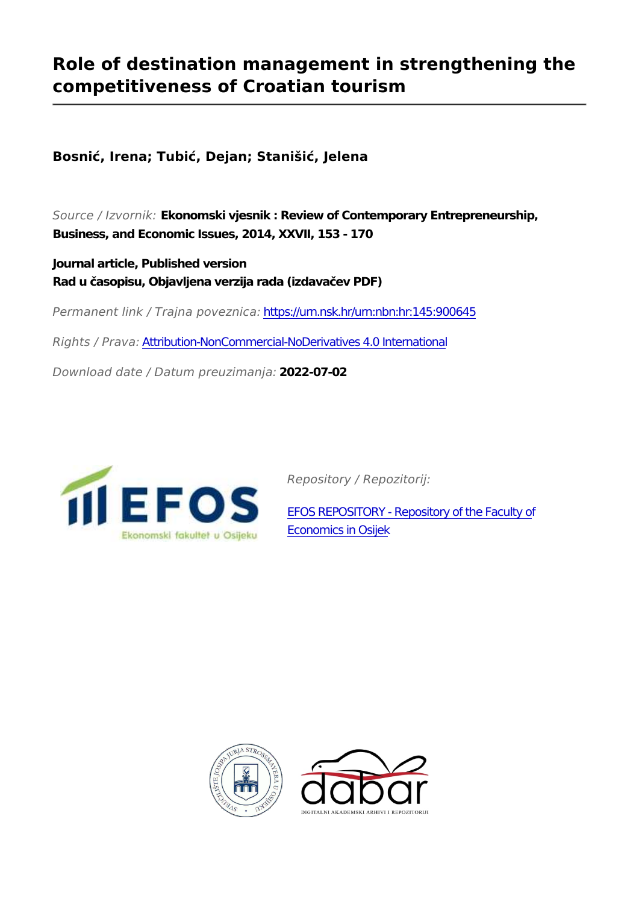# Role of destination management in strengthening the competitiveness of Croatian tourism

**Bosnić, Irena; Tubić, Dejan; Stanišić, Jelena**

*Source / Izvornik:* **Ekonomski vjesnik : Review of Contemporary Entrepreneurship, Business, and Economic Issues, 2014, XXVII, 153 - 170**

**Journal article, Published version**
**Rad u časopisu, Objavljena verzija rada (izdavačev PDF)**

*Permanent link / Trajna poveznica:* https://urn.nsk.hr/urn:nbn:hr:145:900645

*Rights / Prava:* Attribution-NonCommercial-NoDerivatives 4.0 International

*Download date / Datum preuzimanja:* **2022-07-02**

*Repository / Repozitorij:*

EFOS REPOSITORY - Repository of the Faculty of Economics in Osijek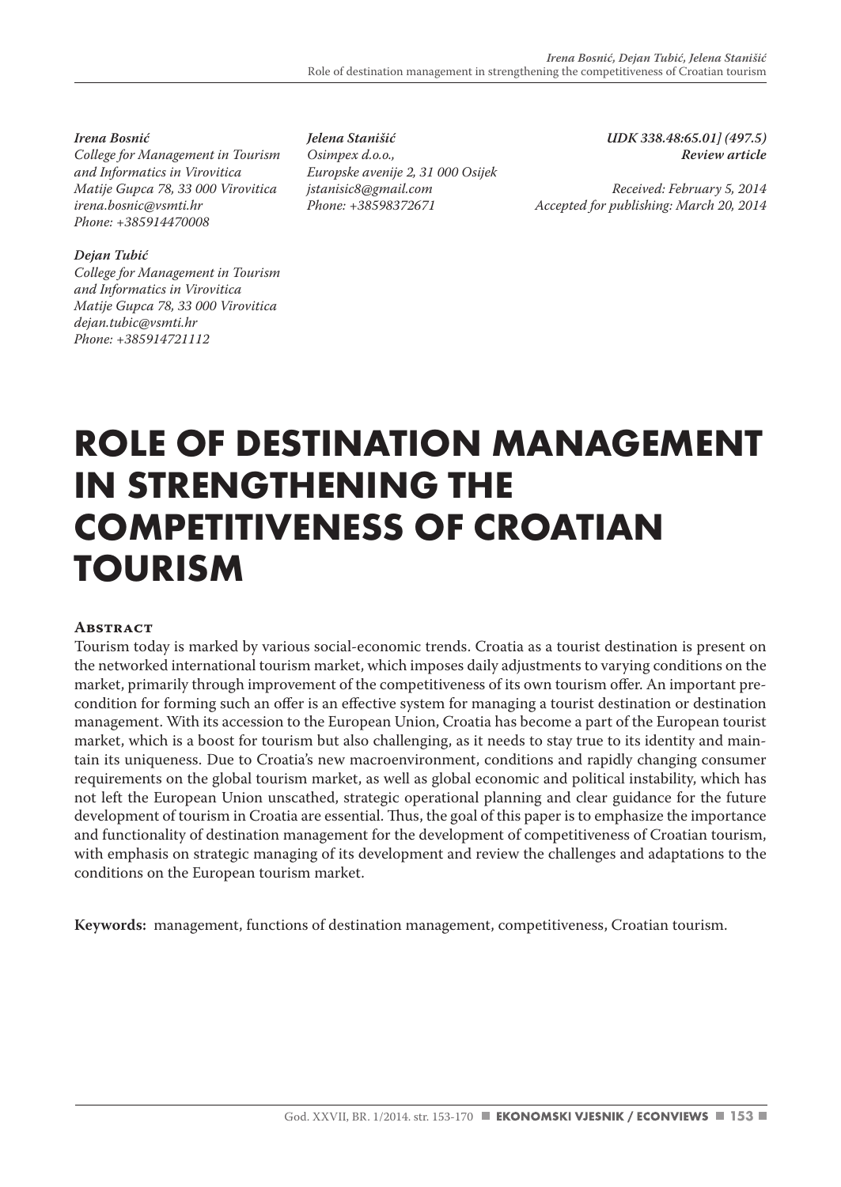*Irena Bosnić*
*College for Management in Tourism and Informatics in Virovitica*
*Matije Gupca 78, 33 000 Virovitica*
*irena.bosnic@vsmti.hr*
*Phone: +385914470008*

*Dejan Tubić*
*College for Management in Tourism and Informatics in Virovitica*
*Matije Gupca 78, 33 000 Virovitica*
*dejan.tubic@vsmti.hr*
*Phone: +385914721112*

*Jelena Stanišić*
*Osimpex d.o.o.,*
*Europske avenije 2, 31 000 Osijek*
*jstanisic8@gmail.com*
*Phone: +38598372671*

*UDK 338.48:65.01] (497.5)*
*Review article*

*Received: February 5, 2014*
*Accepted for publishing: March 20, 2014*

# ROLE OF DESTINATION MANAGEMENT IN STRENGTHENING THE COMPETITIVENESS OF CROATIAN TOURISM

## Abstract

Tourism today is marked by various social-economic trends. Croatia as a tourist destination is present on the networked international tourism market, which imposes daily adjustments to varying conditions on the market, primarily through improvement of the competitiveness of its own tourism offer. An important precondition for forming such an offer is an effective system for managing a tourist destination or destination management. With its accession to the European Union, Croatia has become a part of the European tourist market, which is a boost for tourism but also challenging, as it needs to stay true to its identity and maintain its uniqueness. Due to Croatia's new macroenvironment, conditions and rapidly changing consumer requirements on the global tourism market, as well as global economic and political instability, which has not left the European Union unscathed, strategic operational planning and clear guidance for the future development of tourism in Croatia are essential. Thus, the goal of this paper is to emphasize the importance and functionality of destination management for the development of competitiveness of Croatian tourism, with emphasis on strategic managing of its development and review the challenges and adaptations to the conditions on the European tourism market.

**Keywords:** management, functions of destination management, competitiveness, Croatian tourism.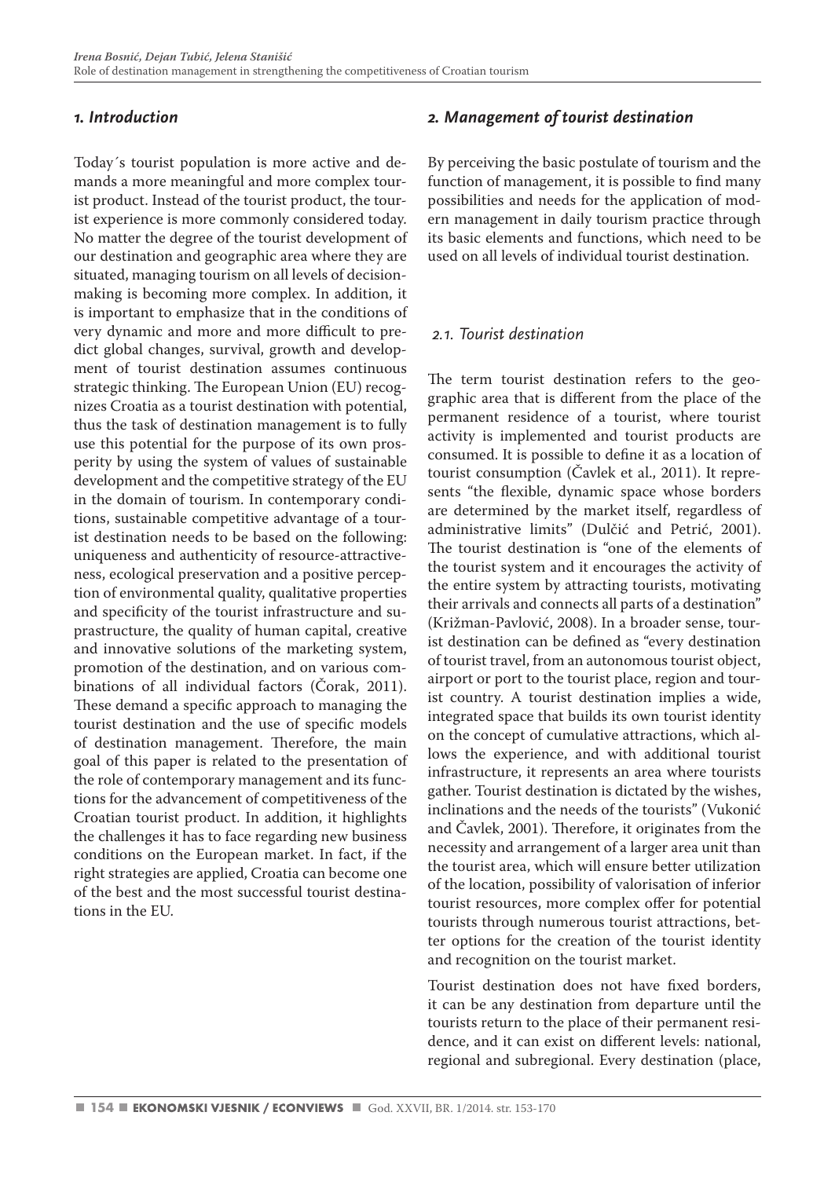## 1. Introduction

Today´s tourist population is more active and demands a more meaningful and more complex tourist product. Instead of the tourist product, the tourist experience is more commonly considered today. No matter the degree of the tourist development of our destination and geographic area where they are situated, managing tourism on all levels of decision-making is becoming more complex. In addition, it is important to emphasize that in the conditions of very dynamic and more and more difficult to predict global changes, survival, growth and development of tourist destination assumes continuous strategic thinking. The European Union (EU) recognizes Croatia as a tourist destination with potential, thus the task of destination management is to fully use this potential for the purpose of its own prosperity by using the system of values of sustainable development and the competitive strategy of the EU in the domain of tourism. In contemporary conditions, sustainable competitive advantage of a tourist destination needs to be based on the following: uniqueness and authenticity of resource-attractiveness, ecological preservation and a positive perception of environmental quality, qualitative properties and specificity of the tourist infrastructure and suprastructure, the quality of human capital, creative and innovative solutions of the marketing system, promotion of the destination, and on various combinations of all individual factors (Čorak, 2011). These demand a specific approach to managing the tourist destination and the use of specific models of destination management. Therefore, the main goal of this paper is related to the presentation of the role of contemporary management and its functions for the advancement of competitiveness of the Croatian tourist product. In addition, it highlights the challenges it has to face regarding new business conditions on the European market. In fact, if the right strategies are applied, Croatia can become one of the best and the most successful tourist destinations in the EU.

## 2. Management of tourist destination

By perceiving the basic postulate of tourism and the function of management, it is possible to find many possibilities and needs for the application of modern management in daily tourism practice through its basic elements and functions, which need to be used on all levels of individual tourist destination.

### 2.1. Tourist destination

The term tourist destination refers to the geographic area that is different from the place of the permanent residence of a tourist, where tourist activity is implemented and tourist products are consumed. It is possible to define it as a location of tourist consumption (Čavlek et al., 2011). It represents "the flexible, dynamic space whose borders are determined by the market itself, regardless of administrative limits" (Dulčić and Petrić, 2001). The tourist destination is "one of the elements of the tourist system and it encourages the activity of the entire system by attracting tourists, motivating their arrivals and connects all parts of a destination" (Križman-Pavlović, 2008). In a broader sense, tourist destination can be defined as "every destination of tourist travel, from an autonomous tourist object, airport or port to the tourist place, region and tourist country. A tourist destination implies a wide, integrated space that builds its own tourist identity on the concept of cumulative attractions, which allows the experience, and with additional tourist infrastructure, it represents an area where tourists gather. Tourist destination is dictated by the wishes, inclinations and the needs of the tourists" (Vukonić and Čavlek, 2001). Therefore, it originates from the necessity and arrangement of a larger area unit than the tourist area, which will ensure better utilization of the location, possibility of valorisation of inferior tourist resources, more complex offer for potential tourists through numerous tourist attractions, better options for the creation of the tourist identity and recognition on the tourist market.

Tourist destination does not have fixed borders, it can be any destination from departure until the tourists return to the place of their permanent residence, and it can exist on different levels: national, regional and subregional. Every destination (place,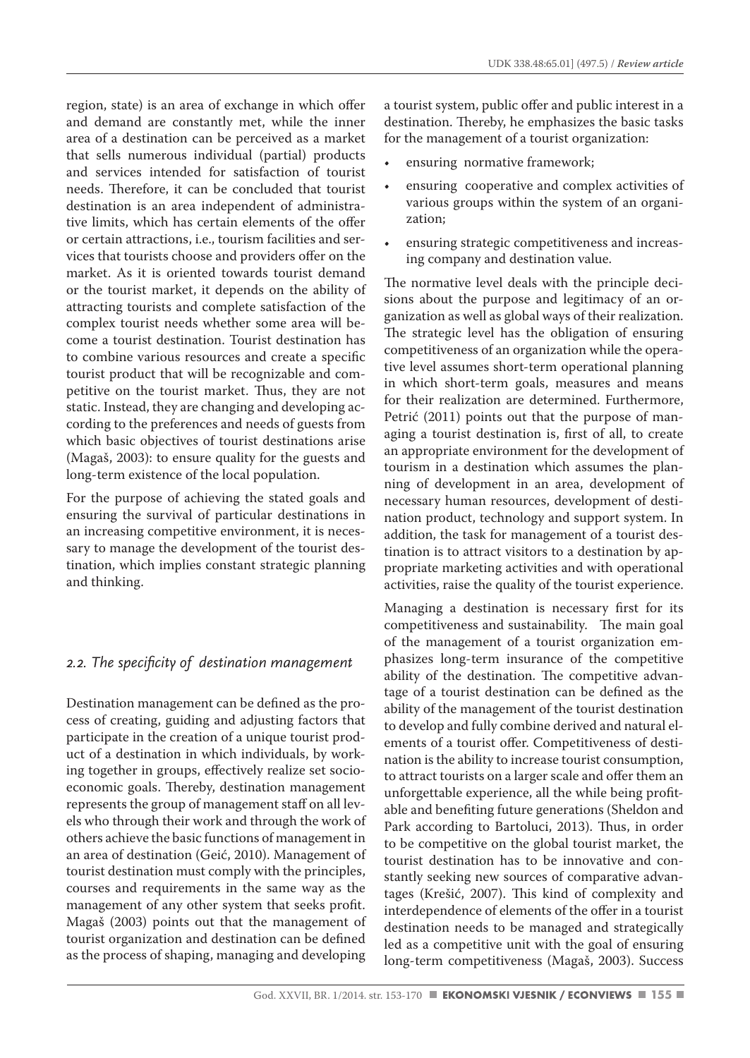region, state) is an area of exchange in which offer and demand are constantly met, while the inner area of a destination can be perceived as a market that sells numerous individual (partial) products and services intended for satisfaction of tourist needs. Therefore, it can be concluded that tourist destination is an area independent of administrative limits, which has certain elements of the offer or certain attractions, i.e., tourism facilities and services that tourists choose and providers offer on the market. As it is oriented towards tourist demand or the tourist market, it depends on the ability of attracting tourists and complete satisfaction of the complex tourist needs whether some area will become a tourist destination. Tourist destination has to combine various resources and create a specific tourist product that will be recognizable and competitive on the tourist market. Thus, they are not static. Instead, they are changing and developing according to the preferences and needs of guests from which basic objectives of tourist destinations arise (Magaš, 2003): to ensure quality for the guests and long-term existence of the local population.

For the purpose of achieving the stated goals and ensuring the survival of particular destinations in an increasing competitive environment, it is necessary to manage the development of the tourist destination, which implies constant strategic planning and thinking.

## *2.2. The specificity of destination management*

Destination management can be defined as the process of creating, guiding and adjusting factors that participate in the creation of a unique tourist product of a destination in which individuals, by working together in groups, effectively realize set socioeconomic goals. Thereby, destination management represents the group of management staff on all levels who through their work and through the work of others achieve the basic functions of management in an area of destination (Geić, 2010). Management of tourist destination must comply with the principles, courses and requirements in the same way as the management of any other system that seeks profit. Magaš (2003) points out that the management of tourist organization and destination can be defined as the process of shaping, managing and developing a tourist system, public offer and public interest in a destination. Thereby, he emphasizes the basic tasks for the management of a tourist organization:

- ensuring normative framework;
- ensuring cooperative and complex activities of various groups within the system of an organization;
- ensuring strategic competitiveness and increasing company and destination value.

The normative level deals with the principle decisions about the purpose and legitimacy of an organization as well as global ways of their realization. The strategic level has the obligation of ensuring competitiveness of an organization while the operative level assumes short-term operational planning in which short-term goals, measures and means for their realization are determined. Furthermore, Petrić (2011) points out that the purpose of managing a tourist destination is, first of all, to create an appropriate environment for the development of tourism in a destination which assumes the planning of development in an area, development of necessary human resources, development of destination product, technology and support system. In addition, the task for management of a tourist destination is to attract visitors to a destination by appropriate marketing activities and with operational activities, raise the quality of the tourist experience.

Managing a destination is necessary first for its competitiveness and sustainability. The main goal of the management of a tourist organization emphasizes long-term insurance of the competitive ability of the destination. The competitive advantage of a tourist destination can be defined as the ability of the management of the tourist destination to develop and fully combine derived and natural elements of a tourist offer. Competitiveness of destination is the ability to increase tourist consumption, to attract tourists on a larger scale and offer them an unforgettable experience, all the while being profitable and benefiting future generations (Sheldon and Park according to Bartoluci, 2013). Thus, in order to be competitive on the global tourist market, the tourist destination has to be innovative and constantly seeking new sources of comparative advantages (Krešić, 2007). This kind of complexity and interdependence of elements of the offer in a tourist destination needs to be managed and strategically led as a competitive unit with the goal of ensuring long-term competitiveness (Magaš, 2003). Success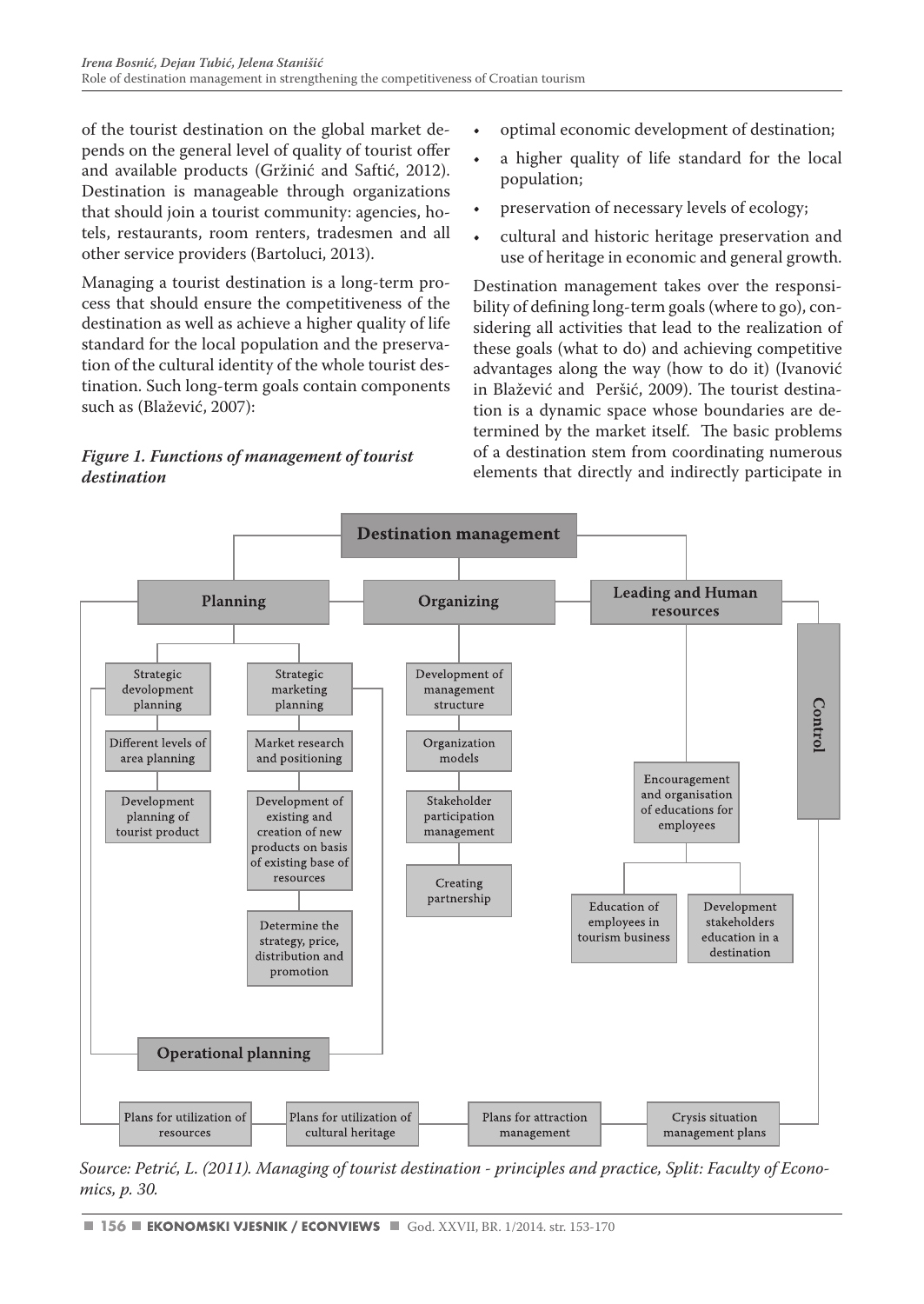of the tourist destination on the global market depends on the general level of quality of tourist offer and available products (Gržinić and Saftić, 2012). Destination is manageable through organizations that should join a tourist community: agencies, hotels, restaurants, room renters, tradesmen and all other service providers (Bartoluci, 2013).

Managing a tourist destination is a long-term process that should ensure the competitiveness of the destination as well as achieve a higher quality of life standard for the local population and the preservation of the cultural identity of the whole tourist destination. Such long-term goals contain components such as (Blažević, 2007):

- optimal economic development of destination;
- a higher quality of life standard for the local population;
- preservation of necessary levels of ecology;
- cultural and historic heritage preservation and use of heritage in economic and general growth.

Destination management takes over the responsibility of defining long-term goals (where to go), considering all activities that lead to the realization of these goals (what to do) and achieving competitive advantages along the way (how to do it) (Ivanović in Blažević and Peršić, 2009). The tourist destination is a dynamic space whose boundaries are determined by the market itself. The basic problems of a destination stem from coordinating numerous elements that directly and indirectly participate in

***Figure 1. Functions of management of tourist destination***

Destination management
- Planning
  - Strategic devolopment planning
    - Different levels of area planning
    - Development planning of tourist product
  - Strategic marketing planning
    - Market research and positioning
    - Development of existing and creation of new products on basis of existing base of resources
    - Determine the strategy, price, distribution and promotion
  - Operational planning
- Organizing
  - Development of management structure
  - Organization models
  - Stakeholder participation management
  - Creating partnership
- Leading and Human resources
  - Encouragement and organisation of educations for employees
    - Education of employees in tourism business
    - Development stakeholders education in a destination
- Control
- Plans for utilization of resources
- Plans for utilization of cultural heritage
- Plans for attraction management
- Crysis situation management plans

*Source: Petrić, L. (2011). Managing of tourist destination - principles and practice, Split: Faculty of Economics, p. 30.*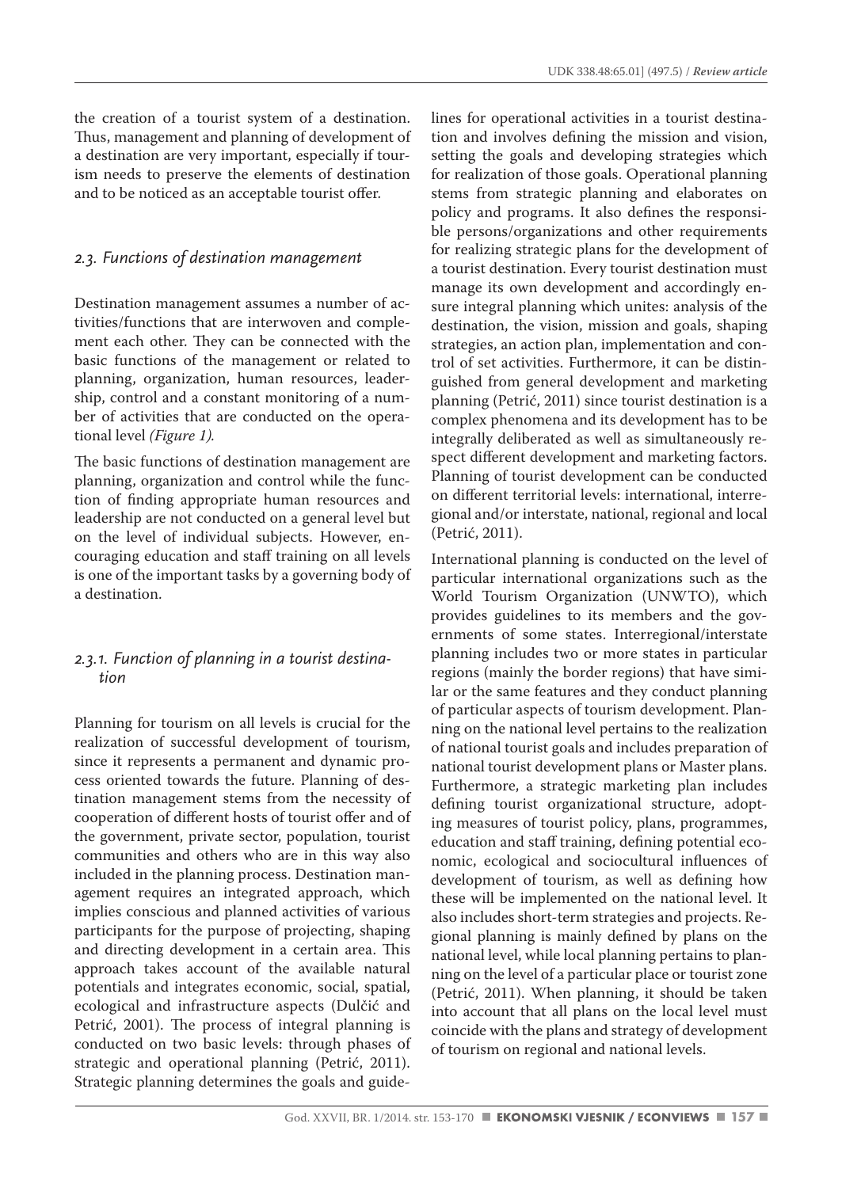the creation of a tourist system of a destination. Thus, management and planning of development of a destination are very important, especially if tourism needs to preserve the elements of destination and to be noticed as an acceptable tourist offer.

### *2.3. Functions of destination management*

Destination management assumes a number of activities/functions that are interwoven and complement each other. They can be connected with the basic functions of the management or related to planning, organization, human resources, leadership, control and a constant monitoring of a number of activities that are conducted on the operational level *(Figure 1).*

The basic functions of destination management are planning, organization and control while the function of finding appropriate human resources and leadership are not conducted on a general level but on the level of individual subjects. However, encouraging education and staff training on all levels is one of the important tasks by a governing body of a destination.

#### *2.3.1. Function of planning in a tourist destination*

Planning for tourism on all levels is crucial for the realization of successful development of tourism, since it represents a permanent and dynamic process oriented towards the future. Planning of destination management stems from the necessity of cooperation of different hosts of tourist offer and of the government, private sector, population, tourist communities and others who are in this way also included in the planning process. Destination management requires an integrated approach, which implies conscious and planned activities of various participants for the purpose of projecting, shaping and directing development in a certain area. This approach takes account of the available natural potentials and integrates economic, social, spatial, ecological and infrastructure aspects (Dulčić and Petrić, 2001). The process of integral planning is conducted on two basic levels: through phases of strategic and operational planning (Petrić, 2011). Strategic planning determines the goals and guidelines for operational activities in a tourist destination and involves defining the mission and vision, setting the goals and developing strategies which for realization of those goals. Operational planning stems from strategic planning and elaborates on policy and programs. It also defines the responsible persons/organizations and other requirements for realizing strategic plans for the development of a tourist destination. Every tourist destination must manage its own development and accordingly ensure integral planning which unites: analysis of the destination, the vision, mission and goals, shaping strategies, an action plan, implementation and control of set activities. Furthermore, it can be distinguished from general development and marketing planning (Petrić, 2011) since tourist destination is a complex phenomena and its development has to be integrally deliberated as well as simultaneously respect different development and marketing factors. Planning of tourist development can be conducted on different territorial levels: international, interregional and/or interstate, national, regional and local (Petrić, 2011).

International planning is conducted on the level of particular international organizations such as the World Tourism Organization (UNWTO), which provides guidelines to its members and the governments of some states. Interregional/interstate planning includes two or more states in particular regions (mainly the border regions) that have similar or the same features and they conduct planning of particular aspects of tourism development. Planning on the national level pertains to the realization of national tourist goals and includes preparation of national tourist development plans or Master plans. Furthermore, a strategic marketing plan includes defining tourist organizational structure, adopting measures of tourist policy, plans, programmes, education and staff training, defining potential economic, ecological and sociocultural influences of development of tourism, as well as defining how these will be implemented on the national level. It also includes short-term strategies and projects. Regional planning is mainly defined by plans on the national level, while local planning pertains to planning on the level of a particular place or tourist zone (Petrić, 2011). When planning, it should be taken into account that all plans on the local level must coincide with the plans and strategy of development of tourism on regional and national levels.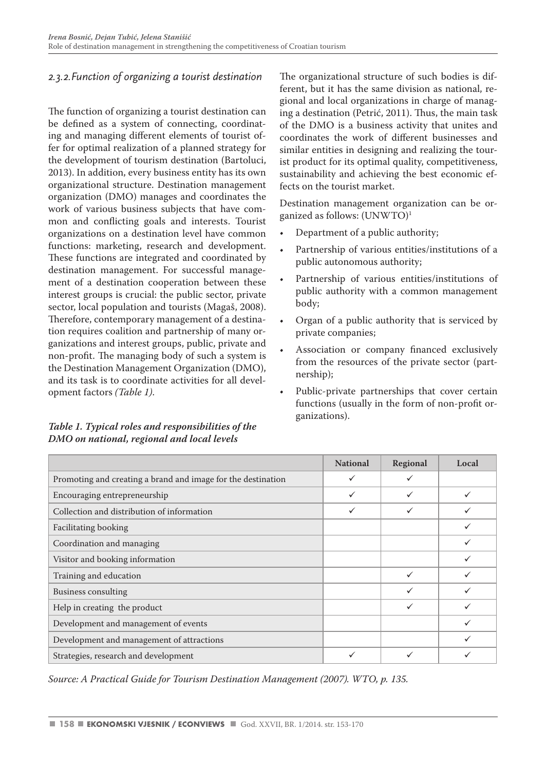### 2.3.2. Function of organizing a tourist destination

The function of organizing a tourist destination can be defined as a system of connecting, coordinating and managing different elements of tourist offer for optimal realization of a planned strategy for the development of tourism destination (Bartoluci, 2013). In addition, every business entity has its own organizational structure. Destination management organization (DMO) manages and coordinates the work of various business subjects that have common and conflicting goals and interests. Tourist organizations on a destination level have common functions: marketing, research and development. These functions are integrated and coordinated by destination management. For successful management of a destination cooperation between these interest groups is crucial: the public sector, private sector, local population and tourists (Magaš, 2008). Therefore, contemporary management of a destination requires coalition and partnership of many organizations and interest groups, public, private and non-profit. The managing body of such a system is the Destination Management Organization (DMO), and its task is to coordinate activities for all development factors *(Table 1)*.

The organizational structure of such bodies is different, but it has the same division as national, regional and local organizations in charge of managing a destination (Petrić, 2011). Thus, the main task of the DMO is a business activity that unites and coordinates the work of different businesses and similar entities in designing and realizing the tourist product for its optimal quality, competitiveness, sustainability and achieving the best economic effects on the tourist market.

Destination management organization can be organized as follows: (UNWTO)[1]

- Department of a public authority;
- Partnership of various entities/institutions of a public autonomous authority;
- Partnership of various entities/institutions of public authority with a common management body;
- Organ of a public authority that is serviced by private companies;
- Association or company financed exclusively from the resources of the private sector (partnership);
- Public-private partnerships that cover certain functions (usually in the form of non-profit organizations).

***Table 1. Typical roles and responsibilities of the DMO on national, regional and local levels***

| | National | Regional | Local |
|---|---|---|---|
| Promoting and creating a brand and image for the destination | ✓ | ✓ | |
| Encouraging entrepreneurship | ✓ | ✓ | ✓ |
| Collection and distribution of information | ✓ | ✓ | ✓ |
| Facilitating booking | | | ✓ |
| Coordination and managing | | | ✓ |
| Visitor and booking information | | | ✓ |
| Training and education | | ✓ | ✓ |
| Business consulting | | ✓ | ✓ |
| Help in creating the product | | ✓ | ✓ |
| Development and management of events | | | ✓ |
| Development and management of attractions | | | ✓ |
| Strategies, research and development | ✓ | ✓ | ✓ |

*Source: A Practical Guide for Tourism Destination Management (2007). WTO, p. 135.*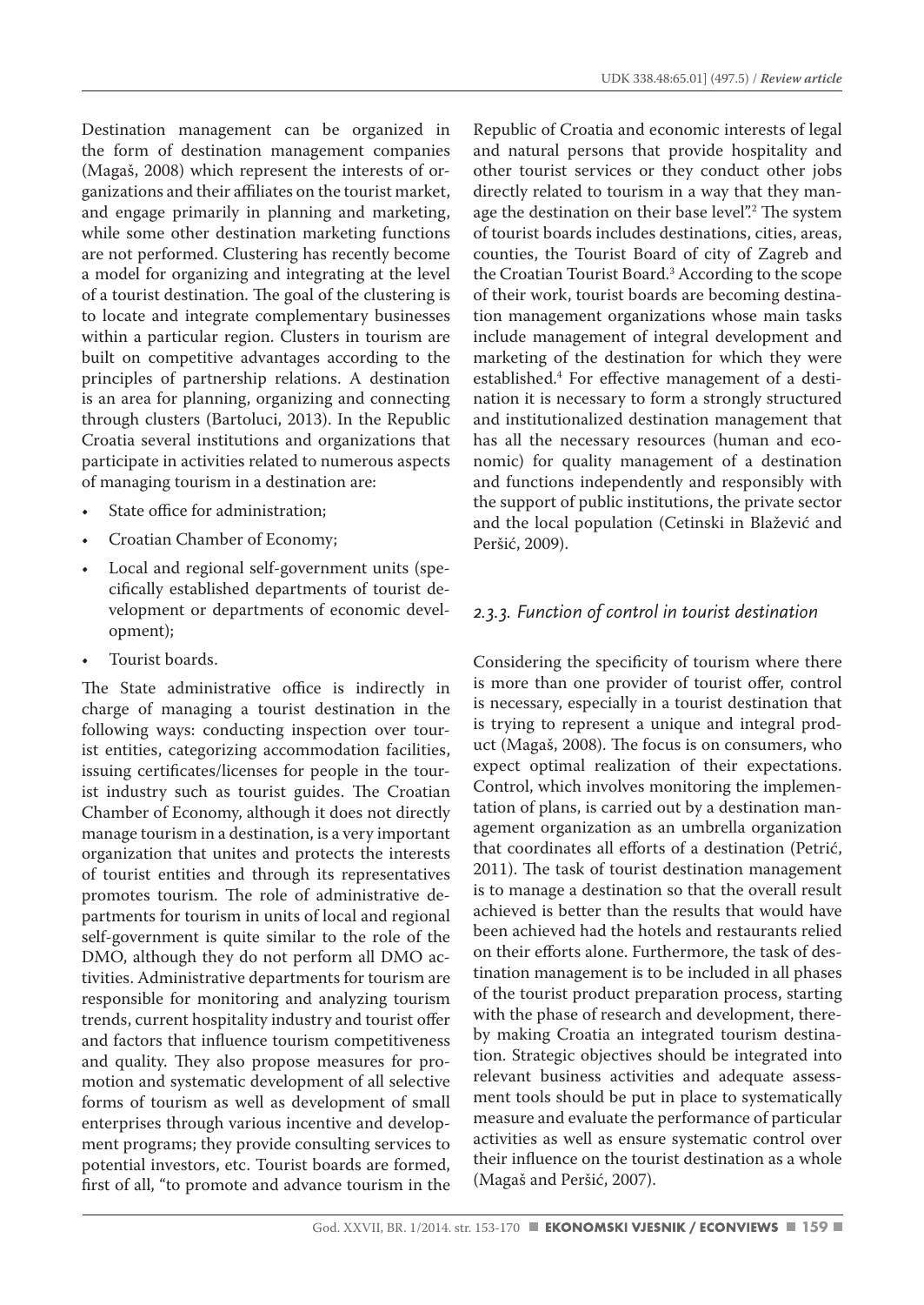Destination management can be organized in the form of destination management companies (Magaš, 2008) which represent the interests of organizations and their affiliates on the tourist market, and engage primarily in planning and marketing, while some other destination marketing functions are not performed. Clustering has recently become a model for organizing and integrating at the level of a tourist destination. The goal of the clustering is to locate and integrate complementary businesses within a particular region. Clusters in tourism are built on competitive advantages according to the principles of partnership relations. A destination is an area for planning, organizing and connecting through clusters (Bartoluci, 2013). In the Republic Croatia several institutions and organizations that participate in activities related to numerous aspects of managing tourism in a destination are:

- State office for administration;
- Croatian Chamber of Economy;
- Local and regional self-government units (specifically established departments of tourist development or departments of economic development);
- Tourist boards.

The State administrative office is indirectly in charge of managing a tourist destination in the following ways: conducting inspection over tourist entities, categorizing accommodation facilities, issuing certificates/licenses for people in the tourist industry such as tourist guides. The Croatian Chamber of Economy, although it does not directly manage tourism in a destination, is a very important organization that unites and protects the interests of tourist entities and through its representatives promotes tourism. The role of administrative departments for tourism in units of local and regional self-government is quite similar to the role of the DMO, although they do not perform all DMO activities. Administrative departments for tourism are responsible for monitoring and analyzing tourism trends, current hospitality industry and tourist offer and factors that influence tourism competitiveness and quality. They also propose measures for promotion and systematic development of all selective forms of tourism as well as development of small enterprises through various incentive and development programs; they provide consulting services to potential investors, etc. Tourist boards are formed, first of all, "to promote and advance tourism in the Republic of Croatia and economic interests of legal and natural persons that provide hospitality and other tourist services or they conduct other jobs directly related to tourism in a way that they manage the destination on their base level".[2] The system of tourist boards includes destinations, cities, areas, counties, the Tourist Board of city of Zagreb and the Croatian Tourist Board.[3] According to the scope of their work, tourist boards are becoming destination management organizations whose main tasks include management of integral development and marketing of the destination for which they were established.[4] For effective management of a destination it is necessary to form a strongly structured and institutionalized destination management that has all the necessary resources (human and economic) for quality management of a destination and functions independently and responsibly with the support of public institutions, the private sector and the local population (Cetinski in Blažević and Peršić, 2009).

### *2.3.3. Function of control in tourist destination*

Considering the specificity of tourism where there is more than one provider of tourist offer, control is necessary, especially in a tourist destination that is trying to represent a unique and integral product (Magaš, 2008). The focus is on consumers, who expect optimal realization of their expectations. Control, which involves monitoring the implementation of plans, is carried out by a destination management organization as an umbrella organization that coordinates all efforts of a destination (Petrić, 2011). The task of tourist destination management is to manage a destination so that the overall result achieved is better than the results that would have been achieved had the hotels and restaurants relied on their efforts alone. Furthermore, the task of destination management is to be included in all phases of the tourist product preparation process, starting with the phase of research and development, thereby making Croatia an integrated tourism destination. Strategic objectives should be integrated into relevant business activities and adequate assessment tools should be put in place to systematically measure and evaluate the performance of particular activities as well as ensure systematic control over their influence on the tourist destination as a whole (Magaš and Peršić, 2007).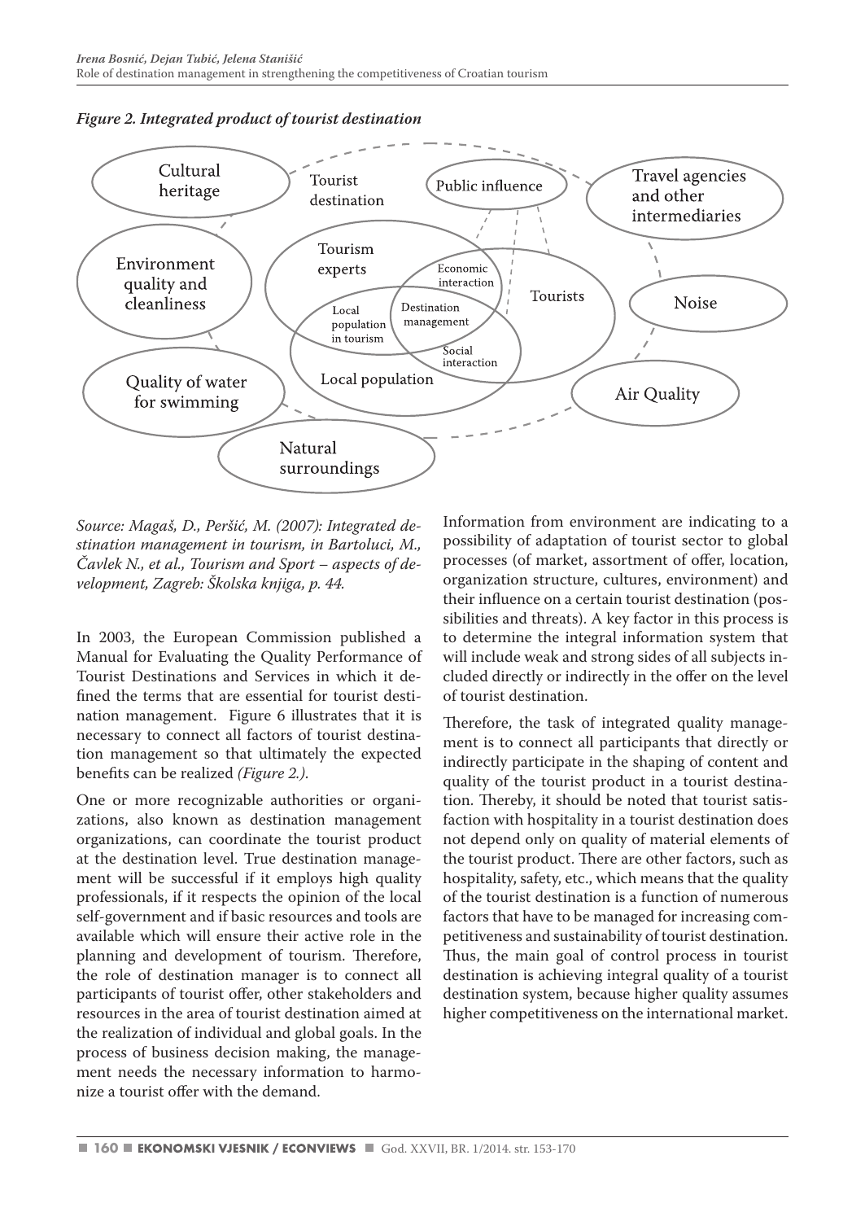*Figure 2. Integrated product of tourist destination*

*Source: Magaš, D., Peršić, M. (2007): Integrated destination management in tourism, in Bartoluci, M., Čavlek N., et al., Tourism and Sport – aspects of development, Zagreb: Školska knjiga, p. 44.*

In 2003, the European Commission published a Manual for Evaluating the Quality Performance of Tourist Destinations and Services in which it defined the terms that are essential for tourist destination management. Figure 6 illustrates that it is necessary to connect all factors of tourist destination management so that ultimately the expected benefits can be realized *(Figure 2.).*

One or more recognizable authorities or organizations, also known as destination management organizations, can coordinate the tourist product at the destination level. True destination management will be successful if it employs high quality professionals, if it respects the opinion of the local self-government and if basic resources and tools are available which will ensure their active role in the planning and development of tourism. Therefore, the role of destination manager is to connect all participants of tourist offer, other stakeholders and resources in the area of tourist destination aimed at the realization of individual and global goals. In the process of business decision making, the management needs the necessary information to harmonize a tourist offer with the demand.

Information from environment are indicating to a possibility of adaptation of tourist sector to global processes (of market, assortment of offer, location, organization structure, cultures, environment) and their influence on a certain tourist destination (possibilities and threats). A key factor in this process is to determine the integral information system that will include weak and strong sides of all subjects included directly or indirectly in the offer on the level of tourist destination.

Therefore, the task of integrated quality management is to connect all participants that directly or indirectly participate in the shaping of content and quality of the tourist product in a tourist destination. Thereby, it should be noted that tourist satisfaction with hospitality in a tourist destination does not depend only on quality of material elements of the tourist product. There are other factors, such as hospitality, safety, etc., which means that the quality of the tourist destination is a function of numerous factors that have to be managed for increasing competitiveness and sustainability of tourist destination. Thus, the main goal of control process in tourist destination is achieving integral quality of a tourist destination system, because higher quality assumes higher competitiveness on the international market.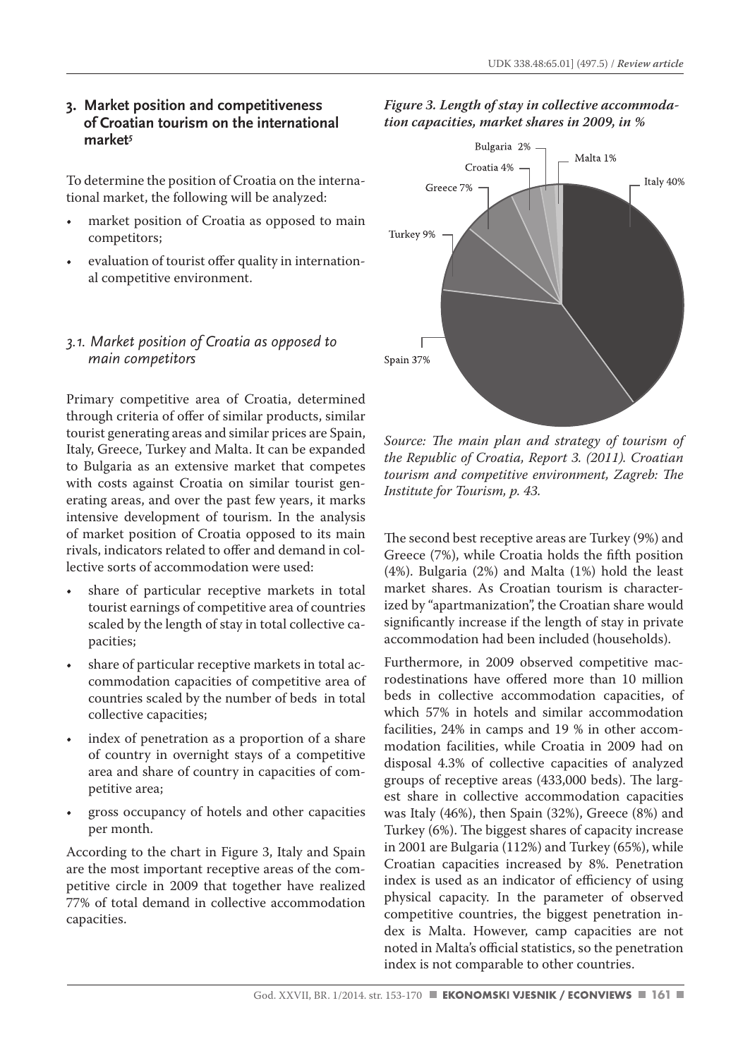## 3. Market position and competitiveness of Croatian tourism on the international market[5]

To determine the position of Croatia on the international market, the following will be analyzed:

- market position of Croatia as opposed to main competitors;
- evaluation of tourist offer quality in international competitive environment.

### 3.1. Market position of Croatia as opposed to main competitors

Primary competitive area of Croatia, determined through criteria of offer of similar products, similar tourist generating areas and similar prices are Spain, Italy, Greece, Turkey and Malta. It can be expanded to Bulgaria as an extensive market that competes with costs against Croatia on similar tourist generating areas, and over the past few years, it marks intensive development of tourism. In the analysis of market position of Croatia opposed to its main rivals, indicators related to offer and demand in collective sorts of accommodation were used:

- share of particular receptive markets in total tourist earnings of competitive area of countries scaled by the length of stay in total collective capacities;
- share of particular receptive markets in total accommodation capacities of competitive area of countries scaled by the number of beds in total collective capacities;
- index of penetration as a proportion of a share of country in overnight stays of a competitive area and share of country in capacities of competitive area;
- gross occupancy of hotels and other capacities per month.

According to the chart in Figure 3, Italy and Spain are the most important receptive areas of the competitive circle in 2009 that together have realized 77% of total demand in collective accommodation capacities.

*Figure 3. Length of stay in collective accommodation capacities, market shares in 2009, in %*

| Country | Share |
|---|---|
| Italy | 40% |
| Spain | 37% |
| Turkey | 9% |
| Greece | 7% |
| Croatia | 4% |
| Bulgaria | 2% |
| Malta | 1% |

*Source: The main plan and strategy of tourism of the Republic of Croatia, Report 3. (2011). Croatian tourism and competitive environment, Zagreb: The Institute for Tourism, p. 43.*

The second best receptive areas are Turkey (9%) and Greece (7%), while Croatia holds the fifth position (4%). Bulgaria (2%) and Malta (1%) hold the least market shares. As Croatian tourism is characterized by "apartmanization", the Croatian share would significantly increase if the length of stay in private accommodation had been included (households).

Furthermore, in 2009 observed competitive macrodestinations have offered more than 10 million beds in collective accommodation capacities, of which 57% in hotels and similar accommodation facilities, 24% in camps and 19 % in other accommodation facilities, while Croatia in 2009 had on disposal 4.3% of collective capacities of analyzed groups of receptive areas (433,000 beds). The largest share in collective accommodation capacities was Italy (46%), then Spain (32%), Greece (8%) and Turkey (6%). The biggest shares of capacity increase in 2001 are Bulgaria (112%) and Turkey (65%), while Croatian capacities increased by 8%. Penetration index is used as an indicator of efficiency of using physical capacity. In the parameter of observed competitive countries, the biggest penetration index is Malta. However, camp capacities are not noted in Malta's official statistics, so the penetration index is not comparable to other countries.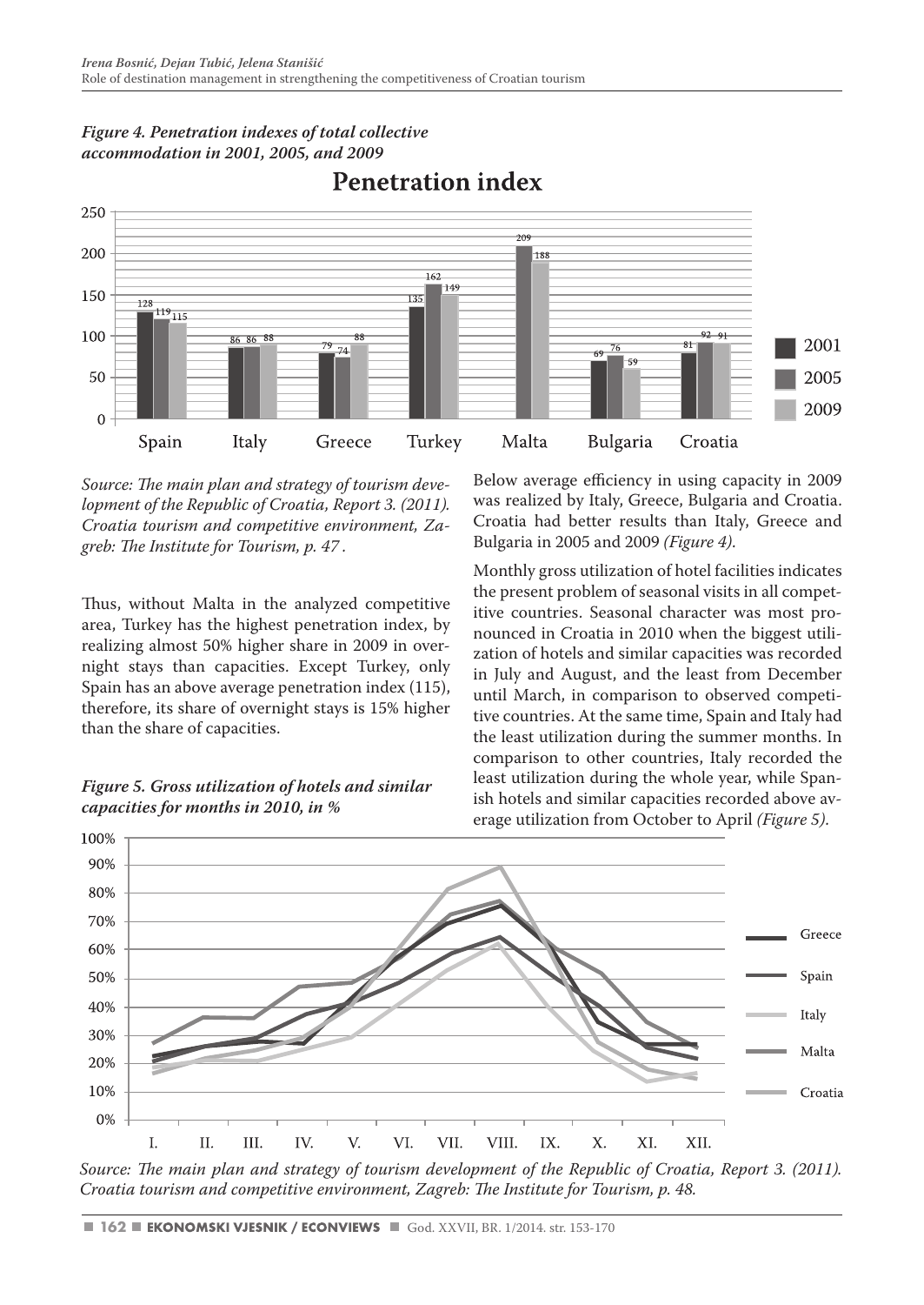*Figure 4. Penetration indexes of total collective accommodation in 2001, 2005, and 2009*

| | 2001 | 2005 | 2009 |
|---|---|---|---|
| Spain | 128 | 119 | 115 |
| Italy | 86 | 86 | 88 |
| Greece | 79 | 74 | 88 |
| Turkey | 135 | 162 | 149 |
| Malta | | 209 | 188 |
| Bulgaria | 69 | 76 | 59 |
| Croatia | 81 | 92 | 91 |

*Source: The main plan and strategy of tourism development of the Republic of Croatia, Report 3. (2011). Croatia tourism and competitive environment, Zagreb: The Institute for Tourism, p. 47 .*

Thus, without Malta in the analyzed competitive area, Turkey has the highest penetration index, by realizing almost 50% higher share in 2009 in overnight stays than capacities. Except Turkey, only Spain has an above average penetration index (115), therefore, its share of overnight stays is 15% higher than the share of capacities.

Below average efficiency in using capacity in 2009 was realized by Italy, Greece, Bulgaria and Croatia. Croatia had better results than Italy, Greece and Bulgaria in 2005 and 2009 *(Figure 4)*.

Monthly gross utilization of hotel facilities indicates the present problem of seasonal visits in all competitive countries. Seasonal character was most pronounced in Croatia in 2010 when the biggest utilization of hotels and similar capacities was recorded in July and August, and the least from December until March, in comparison to observed competitive countries. At the same time, Spain and Italy had the least utilization during the summer months. In comparison to other countries, Italy recorded the least utilization during the whole year, while Spanish hotels and similar capacities recorded above average utilization from October to April *(Figure 5)*.

*Figure 5. Gross utilization of hotels and similar capacities for months in 2010, in %*

*Source: The main plan and strategy of tourism development of the Republic of Croatia, Report 3. (2011). Croatia tourism and competitive environment, Zagreb: The Institute for Tourism, p. 48.*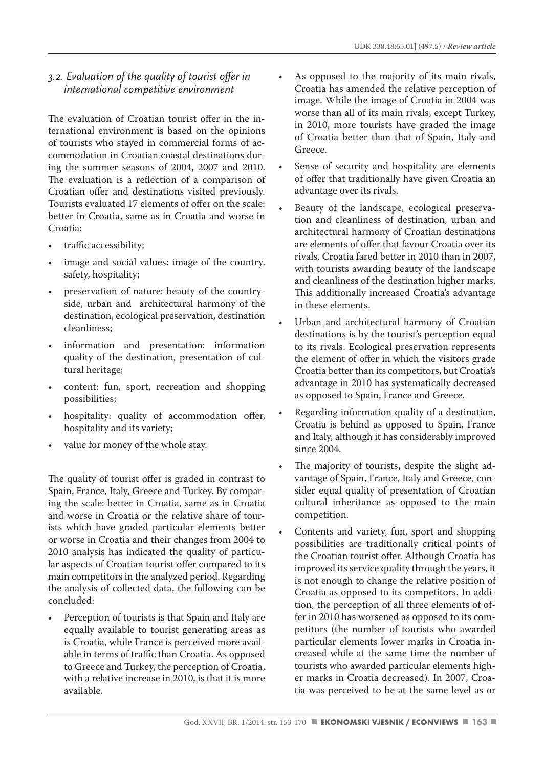### *3.2. Evaluation of the quality of tourist offer in international competitive environment*

The evaluation of Croatian tourist offer in the international environment is based on the opinions of tourists who stayed in commercial forms of accommodation in Croatian coastal destinations during the summer seasons of 2004, 2007 and 2010. The evaluation is a reflection of a comparison of Croatian offer and destinations visited previously. Tourists evaluated 17 elements of offer on the scale: better in Croatia, same as in Croatia and worse in Croatia:

- traffic accessibility;
- image and social values: image of the country, safety, hospitality;
- preservation of nature: beauty of the countryside, urban and architectural harmony of the destination, ecological preservation, destination cleanliness;
- information and presentation: information quality of the destination, presentation of cultural heritage;
- content: fun, sport, recreation and shopping possibilities;
- hospitality: quality of accommodation offer, hospitality and its variety;
- value for money of the whole stay.

The quality of tourist offer is graded in contrast to Spain, France, Italy, Greece and Turkey. By comparing the scale: better in Croatia, same as in Croatia and worse in Croatia or the relative share of tourists which have graded particular elements better or worse in Croatia and their changes from 2004 to 2010 analysis has indicated the quality of particular aspects of Croatian tourist offer compared to its main competitors in the analyzed period. Regarding the analysis of collected data, the following can be concluded:

- Perception of tourists is that Spain and Italy are equally available to tourist generating areas as is Croatia, while France is perceived more available in terms of traffic than Croatia. As opposed to Greece and Turkey, the perception of Croatia, with a relative increase in 2010, is that it is more available.
- As opposed to the majority of its main rivals, Croatia has amended the relative perception of image. While the image of Croatia in 2004 was worse than all of its main rivals, except Turkey, in 2010, more tourists have graded the image of Croatia better than that of Spain, Italy and Greece.
- Sense of security and hospitality are elements of offer that traditionally have given Croatia an advantage over its rivals.
- Beauty of the landscape, ecological preservation and cleanliness of destination, urban and architectural harmony of Croatian destinations are elements of offer that favour Croatia over its rivals. Croatia fared better in 2010 than in 2007, with tourists awarding beauty of the landscape and cleanliness of the destination higher marks. This additionally increased Croatia's advantage in these elements.
- Urban and architectural harmony of Croatian destinations is by the tourist's perception equal to its rivals. Ecological preservation represents the element of offer in which the visitors grade Croatia better than its competitors, but Croatia's advantage in 2010 has systematically decreased as opposed to Spain, France and Greece.
- Regarding information quality of a destination, Croatia is behind as opposed to Spain, France and Italy, although it has considerably improved since 2004.
- The majority of tourists, despite the slight advantage of Spain, France, Italy and Greece, consider equal quality of presentation of Croatian cultural inheritance as opposed to the main competition.
- Contents and variety, fun, sport and shopping possibilities are traditionally critical points of the Croatian tourist offer. Although Croatia has improved its service quality through the years, it is not enough to change the relative position of Croatia as opposed to its competitors. In addition, the perception of all three elements of offer in 2010 has worsened as opposed to its competitors (the number of tourists who awarded particular elements lower marks in Croatia increased while at the same time the number of tourists who awarded particular elements higher marks in Croatia decreased). In 2007, Croatia was perceived to be at the same level as or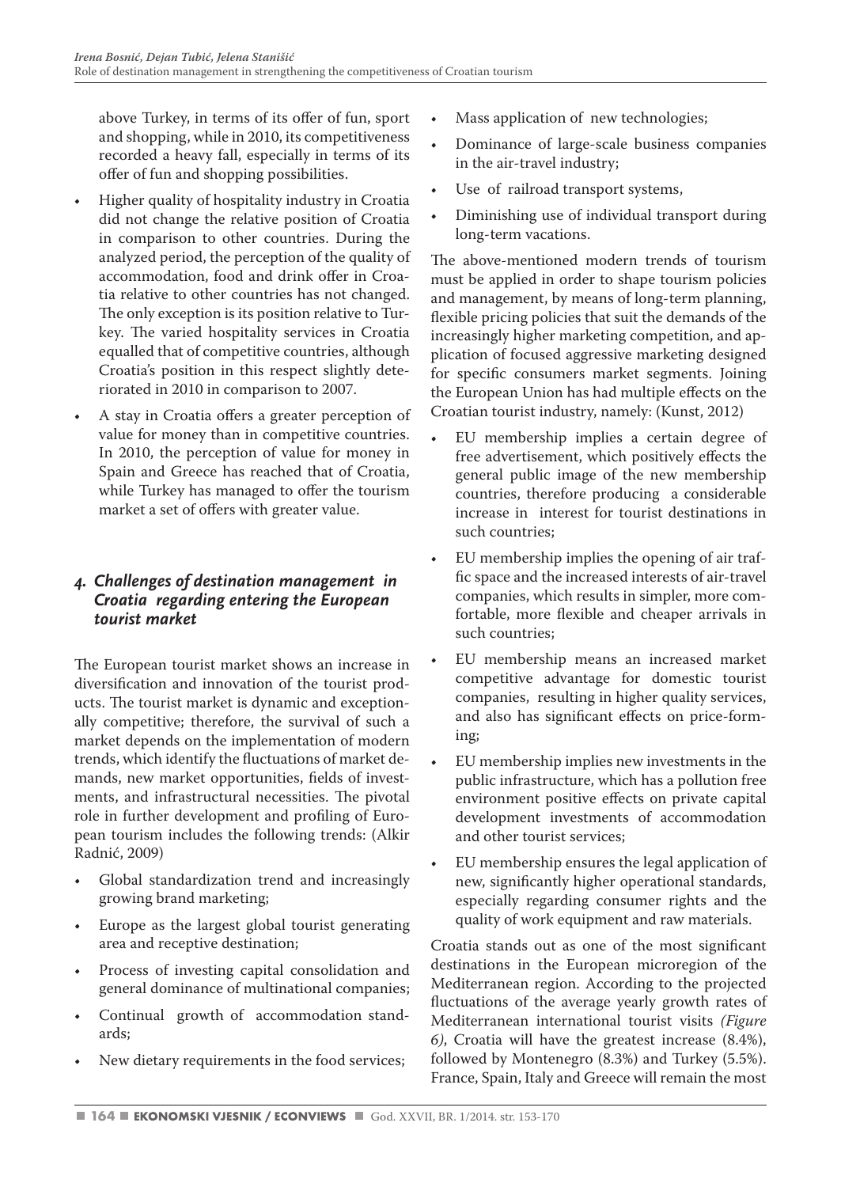above Turkey, in terms of its offer of fun, sport and shopping, while in 2010, its competitiveness recorded a heavy fall, especially in terms of its offer of fun and shopping possibilities.

- Higher quality of hospitality industry in Croatia did not change the relative position of Croatia in comparison to other countries. During the analyzed period, the perception of the quality of accommodation, food and drink offer in Croatia relative to other countries has not changed. The only exception is its position relative to Turkey. The varied hospitality services in Croatia equalled that of competitive countries, although Croatia's position in this respect slightly deteriorated in 2010 in comparison to 2007.
- A stay in Croatia offers a greater perception of value for money than in competitive countries. In 2010, the perception of value for money in Spain and Greece has reached that of Croatia, while Turkey has managed to offer the tourism market a set of offers with greater value.

## *4. Challenges of destination management in Croatia regarding entering the European tourist market*

The European tourist market shows an increase in diversification and innovation of the tourist products. The tourist market is dynamic and exceptionally competitive; therefore, the survival of such a market depends on the implementation of modern trends, which identify the fluctuations of market demands, new market opportunities, fields of investments, and infrastructural necessities. The pivotal role in further development and profiling of European tourism includes the following trends: (Alkir Radnić, 2009)

- Global standardization trend and increasingly growing brand marketing;
- Europe as the largest global tourist generating area and receptive destination;
- Process of investing capital consolidation and general dominance of multinational companies;
- Continual growth of accommodation standards;
- New dietary requirements in the food services;
- Mass application of new technologies;
- Dominance of large-scale business companies in the air-travel industry;
- Use of railroad transport systems,
- Diminishing use of individual transport during long-term vacations.

The above-mentioned modern trends of tourism must be applied in order to shape tourism policies and management, by means of long-term planning, flexible pricing policies that suit the demands of the increasingly higher marketing competition, and application of focused aggressive marketing designed for specific consumers market segments. Joining the European Union has had multiple effects on the Croatian tourist industry, namely: (Kunst, 2012)

- EU membership implies a certain degree of free advertisement, which positively effects the general public image of the new membership countries, therefore producing a considerable increase in interest for tourist destinations in such countries;
- EU membership implies the opening of air traffic space and the increased interests of air-travel companies, which results in simpler, more comfortable, more flexible and cheaper arrivals in such countries;
- EU membership means an increased market competitive advantage for domestic tourist companies, resulting in higher quality services, and also has significant effects on price-forming;
- EU membership implies new investments in the public infrastructure, which has a pollution free environment positive effects on private capital development investments of accommodation and other tourist services;
- EU membership ensures the legal application of new, significantly higher operational standards, especially regarding consumer rights and the quality of work equipment and raw materials.

Croatia stands out as one of the most significant destinations in the European microregion of the Mediterranean region. According to the projected fluctuations of the average yearly growth rates of Mediterranean international tourist visits *(Figure 6)*, Croatia will have the greatest increase (8.4%), followed by Montenegro (8.3%) and Turkey (5.5%). France, Spain, Italy and Greece will remain the most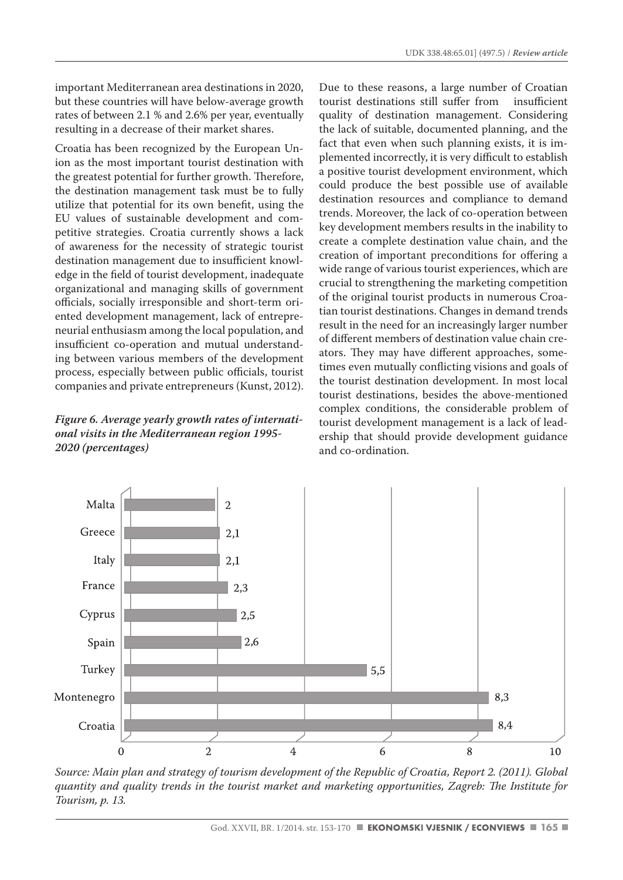important Mediterranean area destinations in 2020, but these countries will have below-average growth rates of between 2.1 % and 2.6% per year, eventually resulting in a decrease of their market shares.

Croatia has been recognized by the European Union as the most important tourist destination with the greatest potential for further growth. Therefore, the destination management task must be to fully utilize that potential for its own benefit, using the EU values of sustainable development and competitive strategies. Croatia currently shows a lack of awareness for the necessity of strategic tourist destination management due to insufficient knowledge in the field of tourist development, inadequate organizational and managing skills of government officials, socially irresponsible and short-term oriented development management, lack of entrepreneurial enthusiasm among the local population, and insufficient co-operation and mutual understanding between various members of the development process, especially between public officials, tourist companies and private entrepreneurs (Kunst, 2012).

***Figure 6. Average yearly growth rates of international visits in the Mediterranean region 1995-2020 (percentages)***

| Country | Growth rate |
|---|---|
| Malta | 2 |
| Greece | 2,1 |
| Italy | 2,1 |
| France | 2,3 |
| Cyprus | 2,5 |
| Spain | 2,6 |
| Turkey | 5,5 |
| Montenegro | 8,3 |
| Croatia | 8,4 |

*Source: Main plan and strategy of tourism development of the Republic of Croatia, Report 2. (2011). Global quantity and quality trends in the tourist market and marketing opportunities, Zagreb: The Institute for Tourism, p. 13.*

Due to these reasons, a large number of Croatian tourist destinations still suffer from insufficient quality of destination management. Considering the lack of suitable, documented planning, and the fact that even when such planning exists, it is implemented incorrectly, it is very difficult to establish a positive tourist development environment, which could produce the best possible use of available destination resources and compliance to demand trends. Moreover, the lack of co-operation between key development members results in the inability to create a complete destination value chain, and the creation of important preconditions for offering a wide range of various tourist experiences, which are crucial to strengthening the marketing competition of the original tourist products in numerous Croatian tourist destinations. Changes in demand trends result in the need for an increasingly larger number of different members of destination value chain creators. They may have different approaches, sometimes even mutually conflicting visions and goals of the tourist destination development. In most local tourist destinations, besides the above-mentioned complex conditions, the considerable problem of tourist development management is a lack of leadership that should provide development guidance and co-ordination.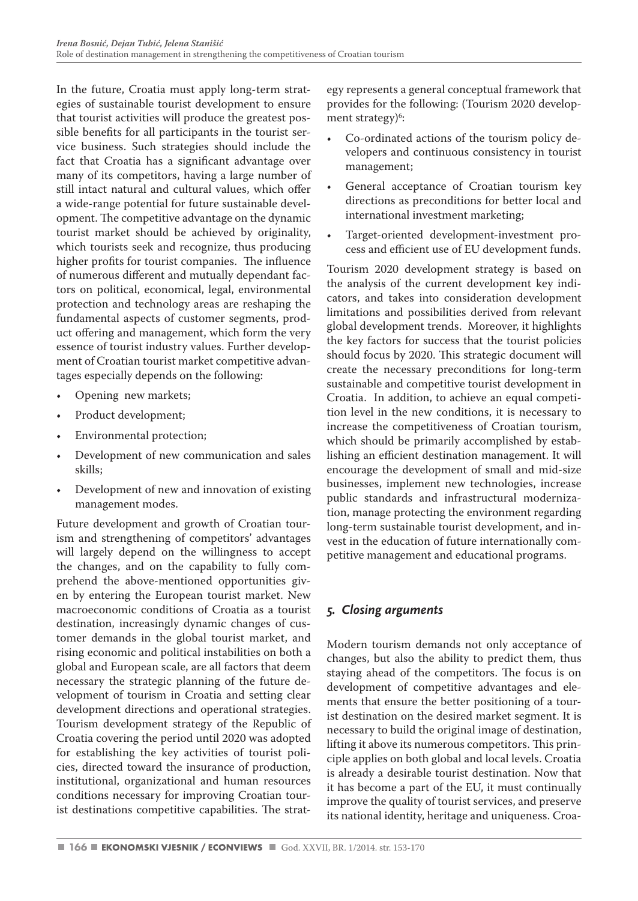In the future, Croatia must apply long-term strategies of sustainable tourist development to ensure that tourist activities will produce the greatest possible benefits for all participants in the tourist service business. Such strategies should include the fact that Croatia has a significant advantage over many of its competitors, having a large number of still intact natural and cultural values, which offer a wide-range potential for future sustainable development. The competitive advantage on the dynamic tourist market should be achieved by originality, which tourists seek and recognize, thus producing higher profits for tourist companies. The influence of numerous different and mutually dependant factors on political, economical, legal, environmental protection and technology areas are reshaping the fundamental aspects of customer segments, product offering and management, which form the very essence of tourist industry values. Further development of Croatian tourist market competitive advantages especially depends on the following:

- Opening new markets;
- Product development;
- Environmental protection;
- Development of new communication and sales skills;
- Development of new and innovation of existing management modes.

Future development and growth of Croatian tourism and strengthening of competitors' advantages will largely depend on the willingness to accept the changes, and on the capability to fully comprehend the above-mentioned opportunities given by entering the European tourist market. New macroeconomic conditions of Croatia as a tourist destination, increasingly dynamic changes of customer demands in the global tourist market, and rising economic and political instabilities on both a global and European scale, are all factors that deem necessary the strategic planning of the future development of tourism in Croatia and setting clear development directions and operational strategies. Tourism development strategy of the Republic of Croatia covering the period until 2020 was adopted for establishing the key activities of tourist policies, directed toward the insurance of production, institutional, organizational and human resources conditions necessary for improving Croatian tourist destinations competitive capabilities. The strategy represents a general conceptual framework that provides for the following: (Tourism 2020 development strategy)[6]:

- Co-ordinated actions of the tourism policy developers and continuous consistency in tourist management;
- General acceptance of Croatian tourism key directions as preconditions for better local and international investment marketing;
- Target-oriented development-investment process and efficient use of EU development funds.

Tourism 2020 development strategy is based on the analysis of the current development key indicators, and takes into consideration development limitations and possibilities derived from relevant global development trends. Moreover, it highlights the key factors for success that the tourist policies should focus by 2020. This strategic document will create the necessary preconditions for long-term sustainable and competitive tourist development in Croatia. In addition, to achieve an equal competition level in the new conditions, it is necessary to increase the competitiveness of Croatian tourism, which should be primarily accomplished by establishing an efficient destination management. It will encourage the development of small and mid-size businesses, implement new technologies, increase public standards and infrastructural modernization, manage protecting the environment regarding long-term sustainable tourist development, and invest in the education of future internationally competitive management and educational programs.

## *5. Closing arguments*

Modern tourism demands not only acceptance of changes, but also the ability to predict them, thus staying ahead of the competitors. The focus is on development of competitive advantages and elements that ensure the better positioning of a tourist destination on the desired market segment. It is necessary to build the original image of destination, lifting it above its numerous competitors. This principle applies on both global and local levels. Croatia is already a desirable tourist destination. Now that it has become a part of the EU, it must continually improve the quality of tourist services, and preserve its national identity, heritage and uniqueness. Croa-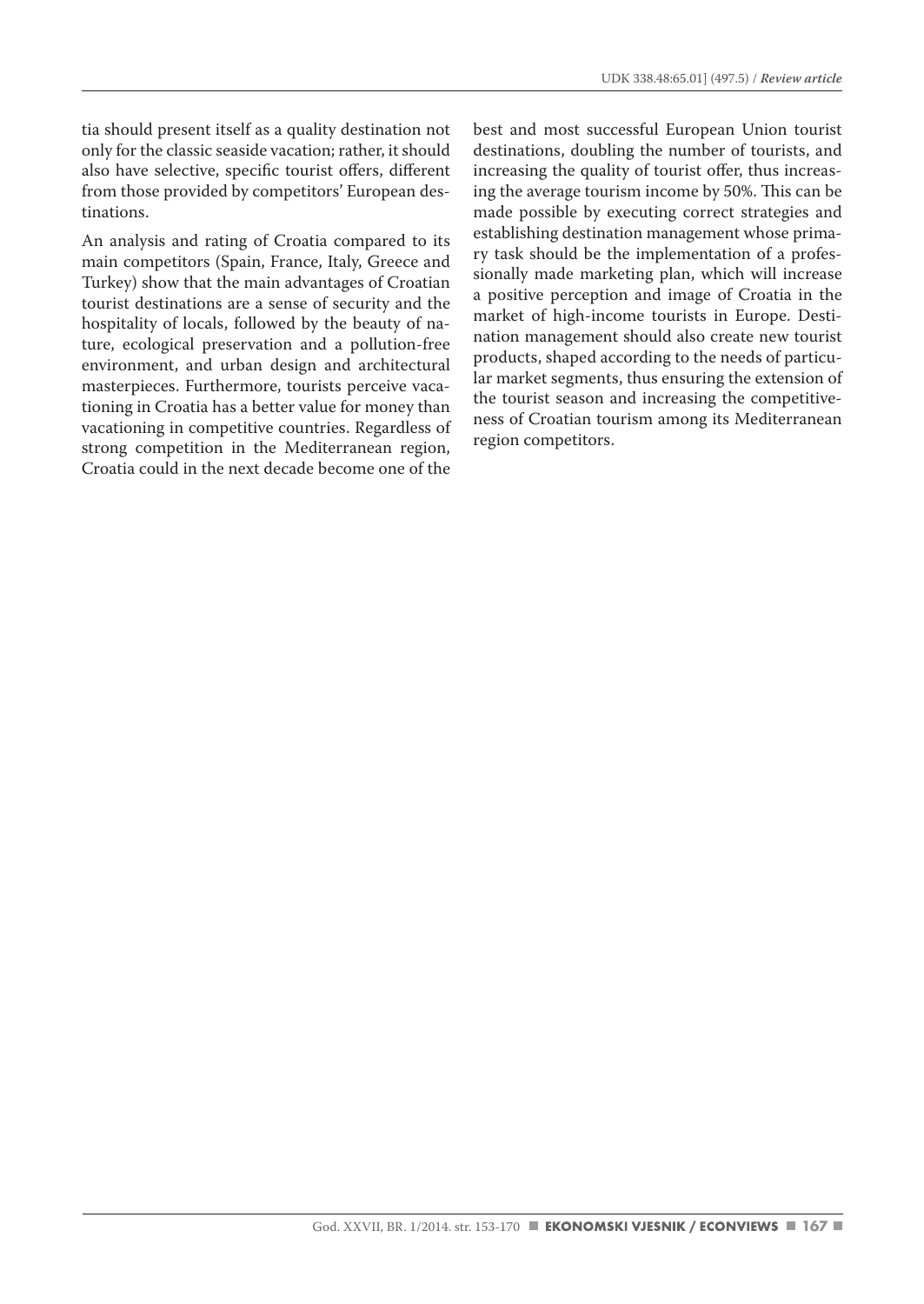tia should present itself as a quality destination not only for the classic seaside vacation; rather, it should also have selective, specific tourist offers, different from those provided by competitors' European destinations.

An analysis and rating of Croatia compared to its main competitors (Spain, France, Italy, Greece and Turkey) show that the main advantages of Croatian tourist destinations are a sense of security and the hospitality of locals, followed by the beauty of nature, ecological preservation and a pollution-free environment, and urban design and architectural masterpieces. Furthermore, tourists perceive vacationing in Croatia has a better value for money than vacationing in competitive countries. Regardless of strong competition in the Mediterranean region, Croatia could in the next decade become one of the best and most successful European Union tourist destinations, doubling the number of tourists, and increasing the quality of tourist offer, thus increasing the average tourism income by 50%. This can be made possible by executing correct strategies and establishing destination management whose primary task should be the implementation of a professionally made marketing plan, which will increase a positive perception and image of Croatia in the market of high-income tourists in Europe. Destination management should also create new tourist products, shaped according to the needs of particular market segments, thus ensuring the extension of the tourist season and increasing the competitiveness of Croatian tourism among its Mediterranean region competitors.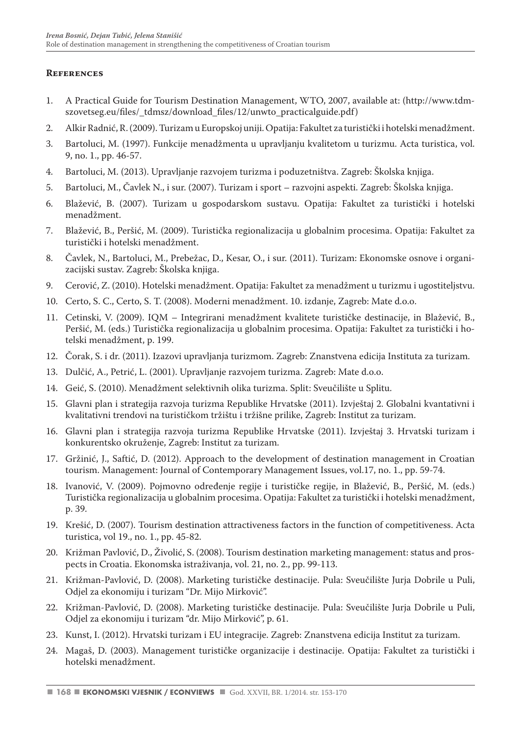## References

1. A Practical Guide for Tourism Destination Management, WTO, 2007, available at: (http://www.tdm-szovetseg.eu/files/_tdmsz/download_files/12/unwto_practicalguide.pdf)
2. Alkir Radnić, R. (2009). Turizam u Europskoj uniji. Opatija: Fakultet za turistički i hotelski menadžment.
3. Bartoluci, M. (1997). Funkcije menadžmenta u upravljanju kvalitetom u turizmu. Acta turistica, vol. 9, no. 1., pp. 46-57.
4. Bartoluci, M. (2013). Upravljanje razvojem turizma i poduzetništva. Zagreb: Školska knjiga.
5. Bartoluci, M., Čavlek N., i sur. (2007). Turizam i sport – razvojni aspekti. Zagreb: Školska knjiga.
6. Blažević, B. (2007). Turizam u gospodarskom sustavu. Opatija: Fakultet za turistički i hotelski menadžment.
7. Blažević, B., Peršić, M. (2009). Turistička regionalizacija u globalnim procesima. Opatija: Fakultet za turistički i hotelski menadžment.
8. Čavlek, N., Bartoluci, M., Prebežac, D., Kesar, O., i sur. (2011). Turizam: Ekonomske osnove i organizacijski sustav. Zagreb: Školska knjiga.
9. Cerović, Z. (2010). Hotelski menadžment. Opatija: Fakultet za menadžment u turizmu i ugostiteljstvu.
10. Certo, S. C., Certo, S. T. (2008). Moderni menadžment. 10. izdanje, Zagreb: Mate d.o.o.
11. Cetinski, V. (2009). IQM – Integrirani menadžment kvalitete turističke destinacije, in Blažević, B., Peršić, M. (eds.) Turistička regionalizacija u globalnim procesima. Opatija: Fakultet za turistički i hotelski menadžment, p. 199.
12. Čorak, S. i dr. (2011). Izazovi upravljanja turizmom. Zagreb: Znanstvena edicija Instituta za turizam.
13. Dulčić, A., Petrić, L. (2001). Upravljanje razvojem turizma. Zagreb: Mate d.o.o.
14. Geić, S. (2010). Menadžment selektivnih olika turizma. Split: Sveučilište u Splitu.
15. Glavni plan i strategija razvoja turizma Republike Hrvatske (2011). Izvještaj 2. Globalni kvantativni i kvalitativni trendovi na turističkom tržištu i tržišne prilike, Zagreb: Institut za turizam.
16. Glavni plan i strategija razvoja turizma Republike Hrvatske (2011). Izvještaj 3. Hrvatski turizam i konkurentsko okruženje, Zagreb: Institut za turizam.
17. Gržinić, J., Saftić, D. (2012). Approach to the development of destination management in Croatian tourism. Management: Journal of Contemporary Management Issues, vol.17, no. 1., pp. 59-74.
18. Ivanović, V. (2009). Pojmovno određenje regije i turističke regije, in Blažević, B., Peršić, M. (eds.) Turistička regionalizacija u globalnim procesima. Opatija: Fakultet za turistički i hotelski menadžment, p. 39.
19. Krešić, D. (2007). Tourism destination attractiveness factors in the function of competitiveness. Acta turistica, vol 19., no. 1., pp. 45-82.
20. Križman Pavlović, D., Živolić, S. (2008). Tourism destination marketing management: status and prospects in Croatia. Ekonomska istraživanja, vol. 21, no. 2., pp. 99-113.
21. Križman-Pavlović, D. (2008). Marketing turističke destinacije. Pula: Sveučilište Jurja Dobrile u Puli, Odjel za ekonomiju i turizam "Dr. Mijo Mirković".
22. Križman-Pavlović, D. (2008). Marketing turističke destinacije. Pula: Sveučilište Jurja Dobrile u Puli, Odjel za ekonomiju i turizam "dr. Mijo Mirković", p. 61.
23. Kunst, I. (2012). Hrvatski turizam i EU integracije. Zagreb: Znanstvena edicija Institut za turizam.
24. Magaš, D. (2003). Management turističke organizacije i destinacije. Opatija: Fakultet za turistički i hotelski menadžment.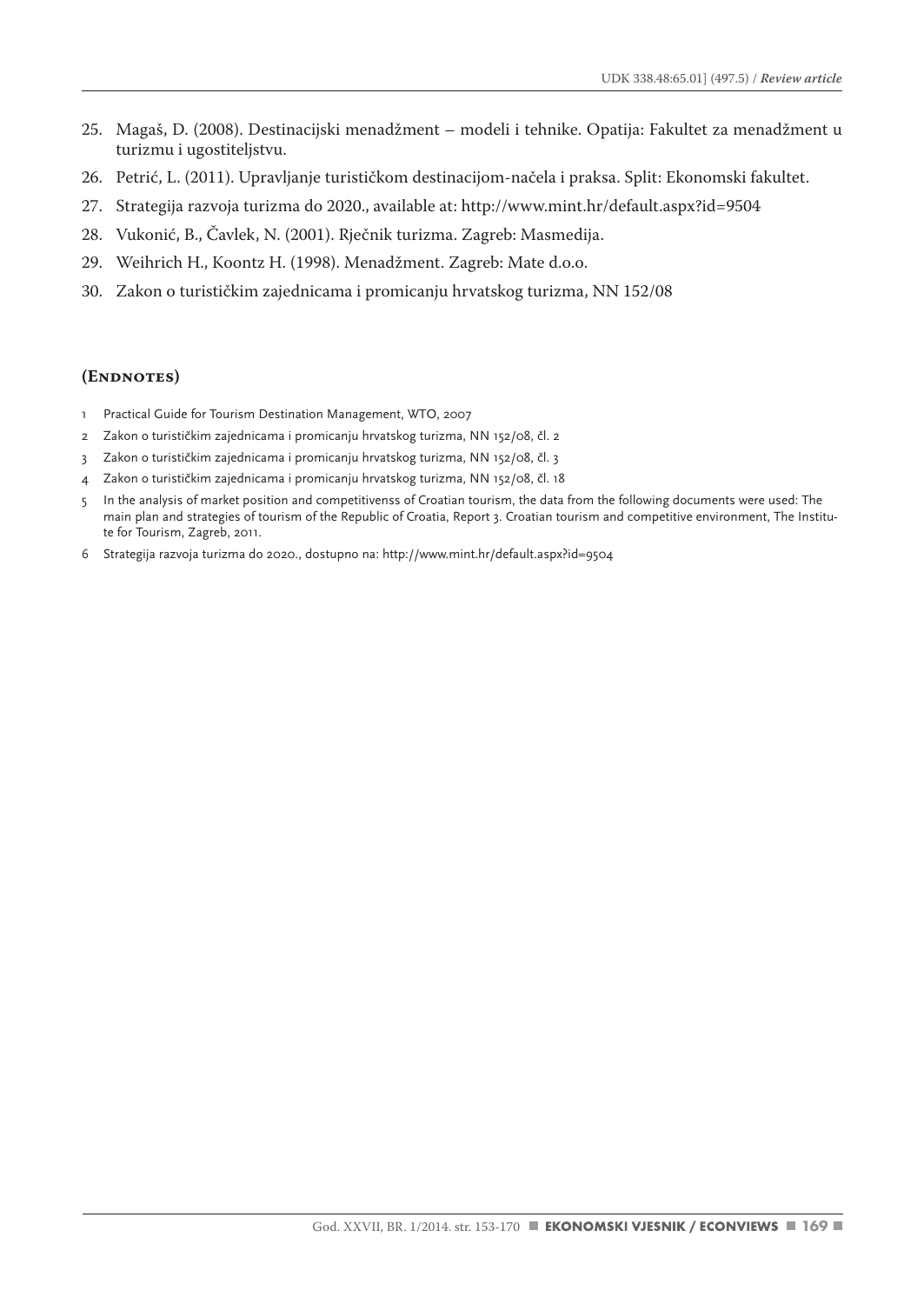25. Magaš, D. (2008). Destinacijski menadžment – modeli i tehnike. Opatija: Fakultet za menadžment u turizmu i ugostiteljstvu.
26. Petrić, L. (2011). Upravljanje turističkom destinacijom-načela i praksa. Split: Ekonomski fakultet.
27. Strategija razvoja turizma do 2020., available at: http://www.mint.hr/default.aspx?id=9504
28. Vukonić, B., Čavlek, N. (2001). Rječnik turizma. Zagreb: Masmedija.
29. Weihrich H., Koontz H. (1998). Menadžment. Zagreb: Mate d.o.o.
30. Zakon o turističkim zajednicama i promicanju hrvatskog turizma, NN 152/08

## (Endnotes)

1. Practical Guide for Tourism Destination Management, WTO, 2007
2. Zakon o turističkim zajednicama i promicanju hrvatskog turizma, NN 152/08, čl. 2
3. Zakon o turističkim zajednicama i promicanju hrvatskog turizma, NN 152/08, čl. 3
4. Zakon o turističkim zajednicama i promicanju hrvatskog turizma, NN 152/08, čl. 18
5. In the analysis of market position and competitivenss of Croatian tourism, the data from the following documents were used: The main plan and strategies of tourism of the Republic of Croatia, Report 3. Croatian tourism and competitive environment, The Institute for Tourism, Zagreb, 2011.
6. Strategija razvoja turizma do 2020., dostupno na: http://www.mint.hr/default.aspx?id=9504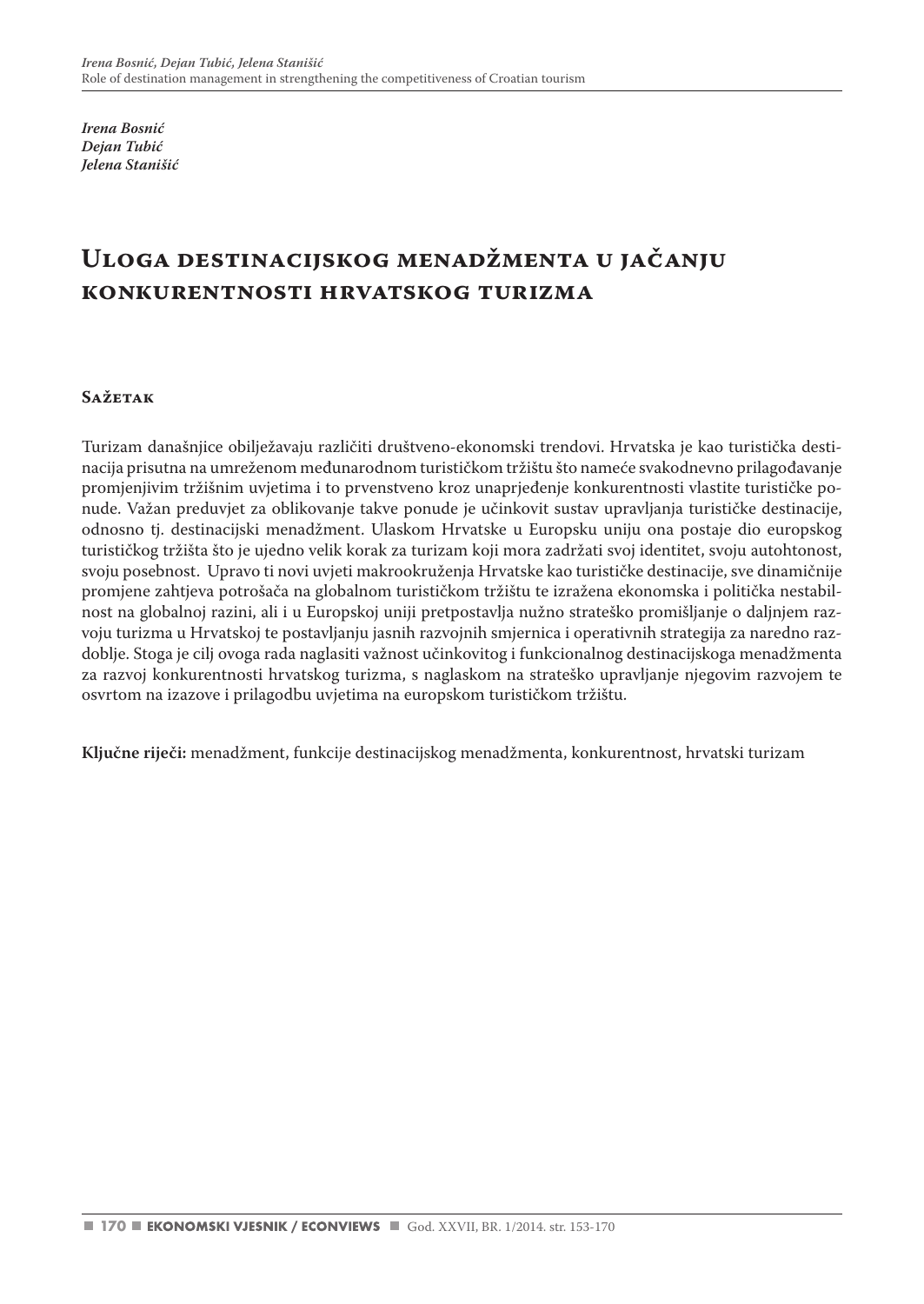*Irena Bosnić*
*Dejan Tubić*
*Jelena Stanišić*

# Uloga destinacijskog menadžmenta u jačanju konkurentnosti hrvatskog turizma

## Sažetak

Turizam današnjice obilježavaju različiti društveno-ekonomski trendovi. Hrvatska je kao turistička destinacija prisutna na umreženom međunarodnom turističkom tržištu što nameće svakodnevno prilagođavanje promjenjivim tržišnim uvjetima i to prvenstveno kroz unaprjeđenje konkurentnosti vlastite turističke ponude. Važan preduvjet za oblikovanje takve ponude je učinkovit sustav upravljanja turističke destinacije, odnosno tj. destinacijski menadžment. Ulaskom Hrvatske u Europsku uniju ona postaje dio europskog turističkog tržišta što je ujedno velik korak za turizam koji mora zadržati svoj identitet, svoju autohtonost, svoju posebnost. Upravo ti novi uvjeti makrookruženja Hrvatske kao turističke destinacije, sve dinamičnije promjene zahtjeva potrošača na globalnom turističkom tržištu te izražena ekonomska i politička nestabilnost na globalnoj razini, ali i u Europskoj uniji pretpostavlja nužno strateško promišljanje o daljnjem razvoju turizma u Hrvatskoj te postavljanju jasnih razvojnih smjernica i operativnih strategija za naredno razdoblje. Stoga je cilj ovoga rada naglasiti važnost učinkovitog i funkcionalnog destinacijskoga menadžmenta za razvoj konkurentnosti hrvatskog turizma, s naglaskom na strateško upravljanje njegovim razvojem te osvrtom na izazove i prilagodbu uvjetima na europskom turističkom tržištu.

**Ključne riječi:** menadžment, funkcije destinacijskog menadžmenta, konkurentnost, hrvatski turizam